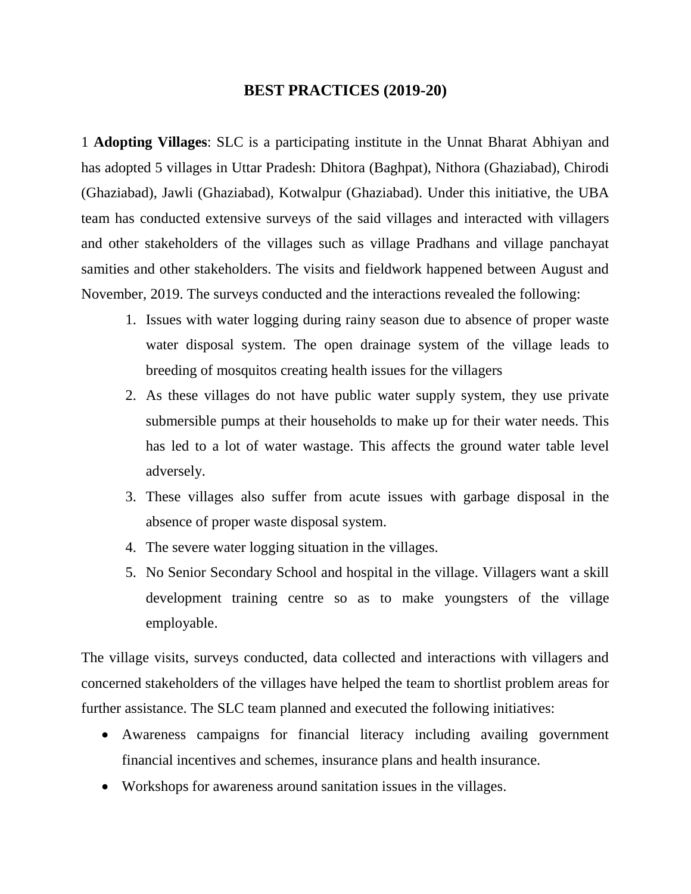# BEST PRACTICES (2019-20)

1 **Adopting Villages**: SLC is a participating institute in the Unnat Bharat Abhiyan and has adopted 5 villages in Uttar Pradesh: Dhitora (Baghpat), Nithora (Ghaziabad), Chirodi (Ghaziabad), Jawli (Ghaziabad), Kotwalpur (Ghaziabad). Under this initiative, the UBA team has conducted extensive surveys of the said villages and interacted with villagers and other stakeholders of the villages such as village Pradhans and village panchayat samities and other stakeholders. The visits and fieldwork happened between August and November, 2019. The surveys conducted and the interactions revealed the following:

1. Issues with water logging during rainy season due to absence of proper waste water disposal system. The open drainage system of the village leads to breeding of mosquitos creating health issues for the villagers
2. As these villages do not have public water supply system, they use private submersible pumps at their households to make up for their water needs. This has led to a lot of water wastage. This affects the ground water table level adversely.
3. These villages also suffer from acute issues with garbage disposal in the absence of proper waste disposal system.
4. The severe water logging situation in the villages.
5. No Senior Secondary School and hospital in the village. Villagers want a skill development training centre so as to make youngsters of the village employable.

The village visits, surveys conducted, data collected and interactions with villagers and concerned stakeholders of the villages have helped the team to shortlist problem areas for further assistance. The SLC team planned and executed the following initiatives:

- Awareness campaigns for financial literacy including availing government financial incentives and schemes, insurance plans and health insurance.
- Workshops for awareness around sanitation issues in the villages.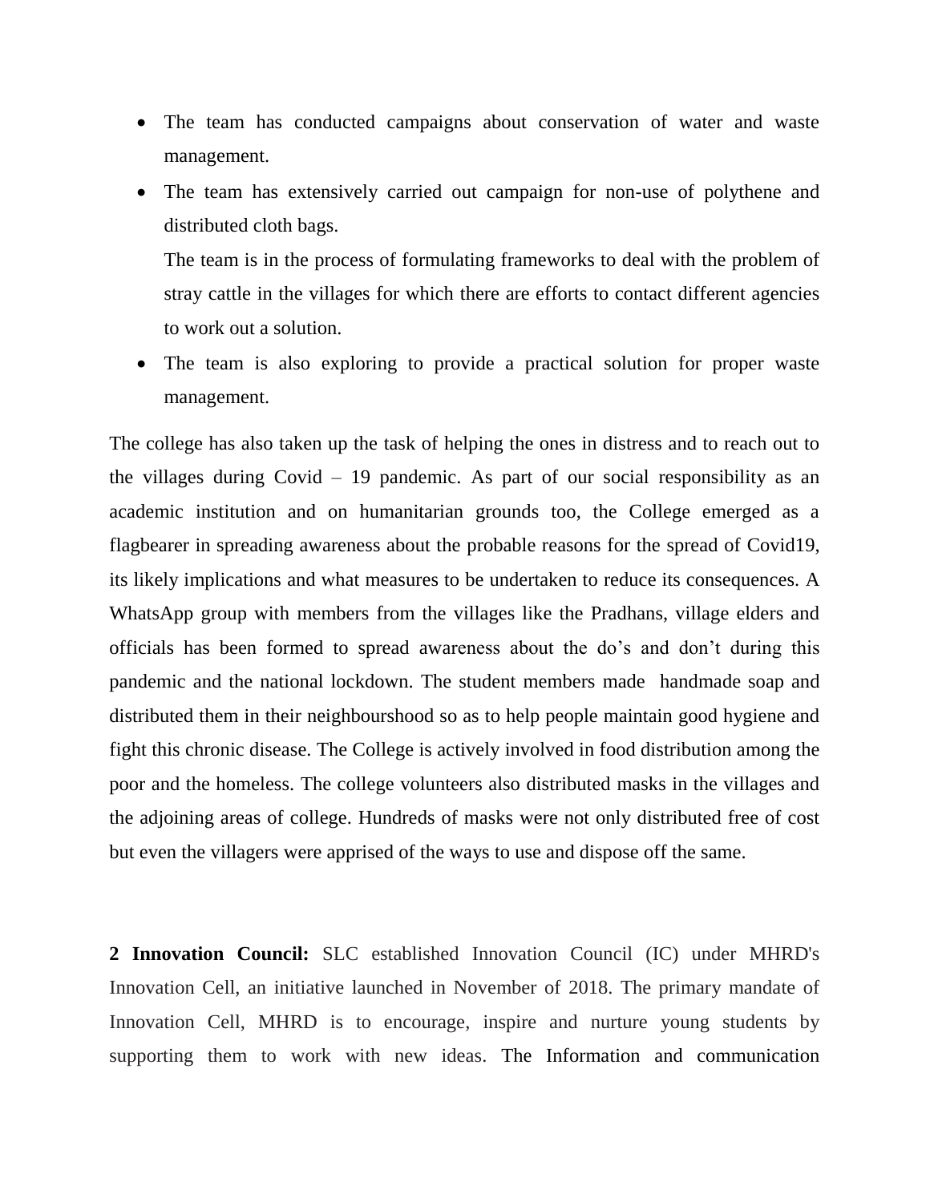- The team has conducted campaigns about conservation of water and waste management.
- The team has extensively carried out campaign for non-use of polythene and distributed cloth bags.

  The team is in the process of formulating frameworks to deal with the problem of stray cattle in the villages for which there are efforts to contact different agencies to work out a solution.
- The team is also exploring to provide a practical solution for proper waste management.

The college has also taken up the task of helping the ones in distress and to reach out to the villages during Covid – 19 pandemic. As part of our social responsibility as an academic institution and on humanitarian grounds too, the College emerged as a flagbearer in spreading awareness about the probable reasons for the spread of Covid19, its likely implications and what measures to be undertaken to reduce its consequences. A WhatsApp group with members from the villages like the Pradhans, village elders and officials has been formed to spread awareness about the do's and don't during this pandemic and the national lockdown. The student members made handmade soap and distributed them in their neighbourshood so as to help people maintain good hygiene and fight this chronic disease. The College is actively involved in food distribution among the poor and the homeless. The college volunteers also distributed masks in the villages and the adjoining areas of college. Hundreds of masks were not only distributed free of cost but even the villagers were apprised of the ways to use and dispose off the same.

**2 Innovation Council:** SLC established Innovation Council (IC) under MHRD's Innovation Cell, an initiative launched in November of 2018. The primary mandate of Innovation Cell, MHRD is to encourage, inspire and nurture young students by supporting them to work with new ideas. The Information and communication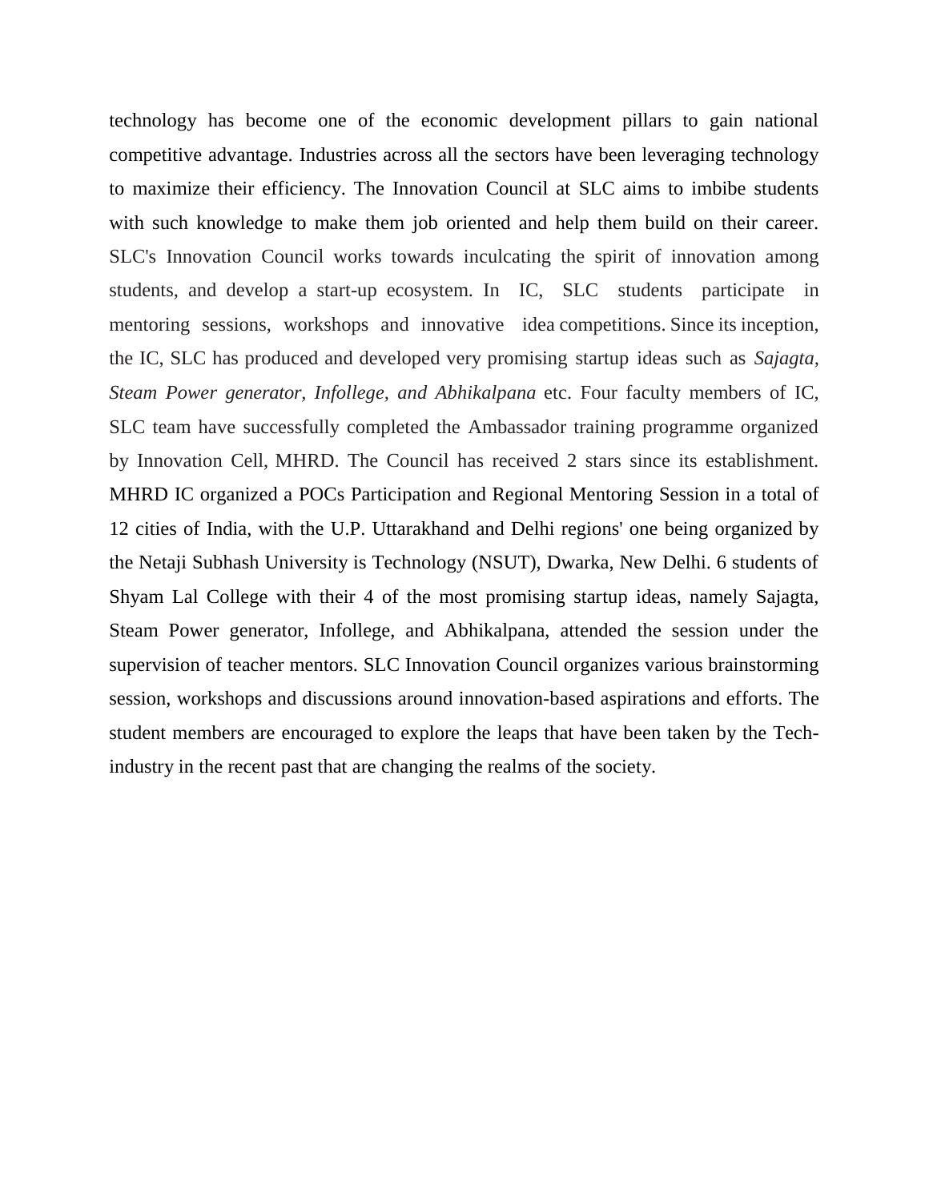technology has become one of the economic development pillars to gain national competitive advantage. Industries across all the sectors have been leveraging technology to maximize their efficiency. The Innovation Council at SLC aims to imbibe students with such knowledge to make them job oriented and help them build on their career. SLC's Innovation Council works towards inculcating the spirit of innovation among students, and develop a start-up ecosystem. In IC, SLC students participate in mentoring sessions, workshops and innovative idea competitions. Since its inception, the IC, SLC has produced and developed very promising startup ideas such as *Sajagta, Steam Power generator, Infollege, and Abhikalpana* etc. Four faculty members of IC, SLC team have successfully completed the Ambassador training programme organized by Innovation Cell, MHRD. The Council has received 2 stars since its establishment. MHRD IC organized a POCs Participation and Regional Mentoring Session in a total of 12 cities of India, with the U.P. Uttarakhand and Delhi regions' one being organized by the Netaji Subhash University is Technology (NSUT), Dwarka, New Delhi. 6 students of Shyam Lal College with their 4 of the most promising startup ideas, namely Sajagta, Steam Power generator, Infollege, and Abhikalpana, attended the session under the supervision of teacher mentors. SLC Innovation Council organizes various brainstorming session, workshops and discussions around innovation-based aspirations and efforts. The student members are encouraged to explore the leaps that have been taken by the Tech-industry in the recent past that are changing the realms of the society.